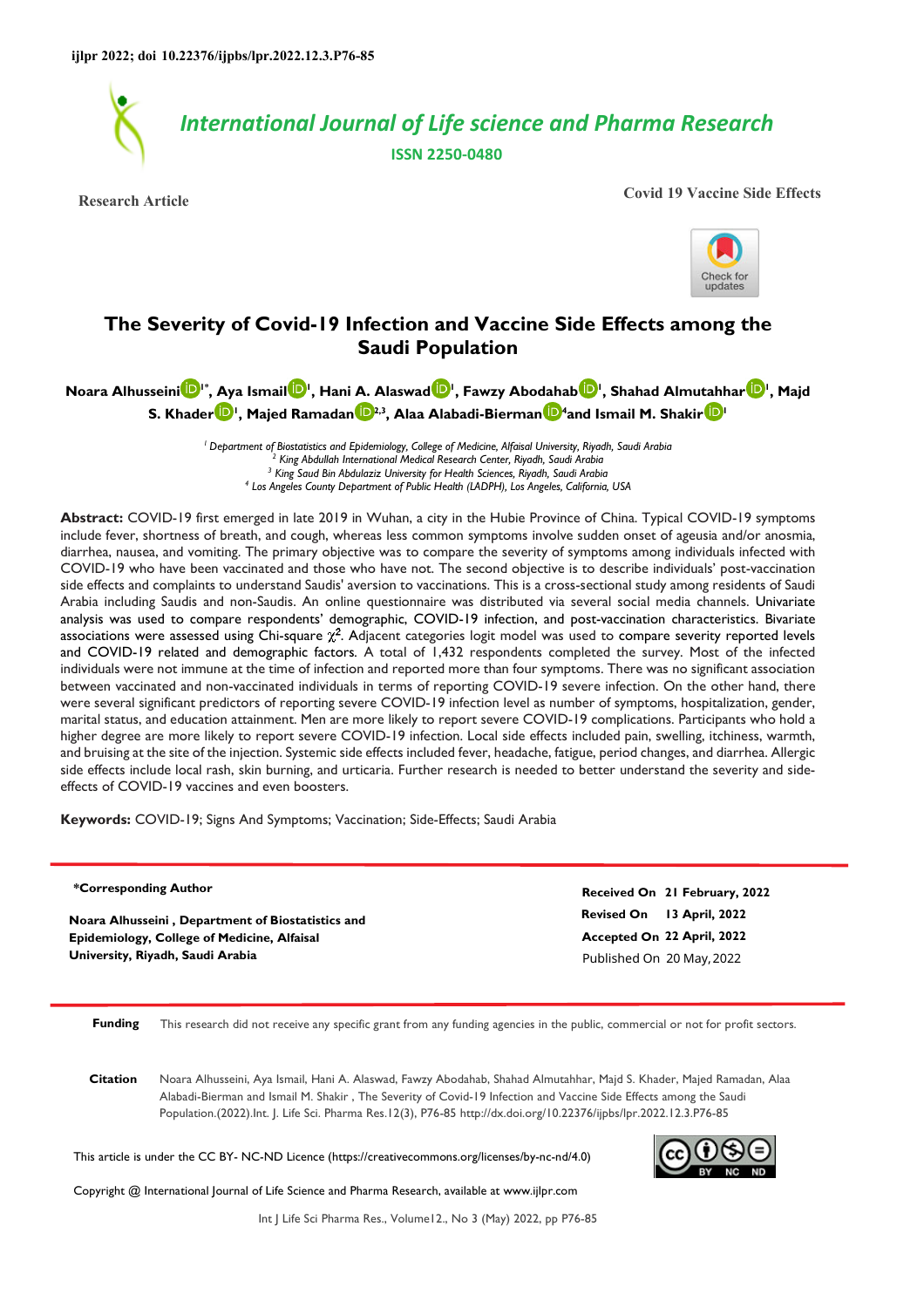ijlpr 2022; doi 10.22376/ijpbs/lpr.2022.12.3.P76-85

International Journal of Life science and Pharma Research

ISSN 2250-0480

Research Article

Covid 19 Vaccine Side Effects

# The Severity of Covid-19 Infection and Vaccine Side Effects among the Saudi Population

**Noara Alhusseini[1*], Aya Ismail[1], Hani A. Alaswad[1], Fawzy Abodahab[1], Shahad Almutahhar[1], Majd S. Khader[1], Majed Ramadan[2,3], Alaa Alabadi-Bierman[4] and Ismail M. Shakir[1]**

[1] *Department of Biostatistics and Epidemiology, College of Medicine, Alfaisal University, Riyadh, Saudi Arabia*
[2] *King Abdullah International Medical Research Center, Riyadh, Saudi Arabia*
[3] *King Saud Bin Abdulaziz University for Health Sciences, Riyadh, Saudi Arabia*
[4] *Los Angeles County Department of Public Health (LADPH), Los Angeles, California, USA*

**Abstract:** COVID-19 first emerged in late 2019 in Wuhan, a city in the Hubie Province of China. Typical COVID-19 symptoms include fever, shortness of breath, and cough, whereas less common symptoms involve sudden onset of ageusia and/or anosmia, diarrhea, nausea, and vomiting. The primary objective was to compare the severity of symptoms among individuals infected with COVID-19 who have been vaccinated and those who have not. The second objective is to describe individuals' post-vaccination side effects and complaints to understand Saudis' aversion to vaccinations. This is a cross-sectional study among residents of Saudi Arabia including Saudis and non-Saudis. An online questionnaire was distributed via several social media channels. Univariate analysis was used to compare respondents' demographic, COVID-19 infection, and post-vaccination characteristics. Bivariate associations were assessed using Chi-square $\chi^2$. Adjacent categories logit model was used to compare severity reported levels and COVID-19 related and demographic factors. A total of 1,432 respondents completed the survey. Most of the infected individuals were not immune at the time of infection and reported more than four symptoms. There was no significant association between vaccinated and non-vaccinated individuals in terms of reporting COVID-19 severe infection. On the other hand, there were several significant predictors of reporting severe COVID-19 infection level as number of symptoms, hospitalization, gender, marital status, and education attainment. Men are more likely to report severe COVID-19 complications. Participants who hold a higher degree are more likely to report severe COVID-19 infection. Local side effects included pain, swelling, itchiness, warmth, and bruising at the site of the injection. Systemic side effects included fever, headache, fatigue, period changes, and diarrhea. Allergic side effects include local rash, skin burning, and urticaria. Further research is needed to better understand the severity and side-effects of COVID-19 vaccines and even boosters.

**Keywords:** COVID-19; Signs And Symptoms; Vaccination; Side-Effects; Saudi Arabia

**\*Corresponding Author**

**Noara Alhusseini , Department of Biostatistics and Epidemiology, College of Medicine, Alfaisal University, Riyadh, Saudi Arabia**

**Received On** 21 February, 2022
**Revised On** 13 April, 2022
**Accepted On** 22 April, 2022
Published On 20 May, 2022

**Funding** This research did not receive any specific grant from any funding agencies in the public, commercial or not for profit sectors.

**Citation** Noara Alhusseini, Aya Ismail, Hani A. Alaswad, Fawzy Abodahab, Shahad Almutahhar, Majd S. Khader, Majed Ramadan, Alaa Alabadi-Bierman and Ismail M. Shakir , The Severity of Covid-19 Infection and Vaccine Side Effects among the Saudi Population.(2022).Int. J. Life Sci. Pharma Res.12(3), P76-85 http://dx.doi.org/10.22376/ijpbs/lpr.2022.12.3.P76-85

This article is under the CC BY- NC-ND Licence (https://creativecommons.org/licenses/by-nc-nd/4.0)

Copyright @ International Journal of Life Science and Pharma Research, available at www.ijlpr.com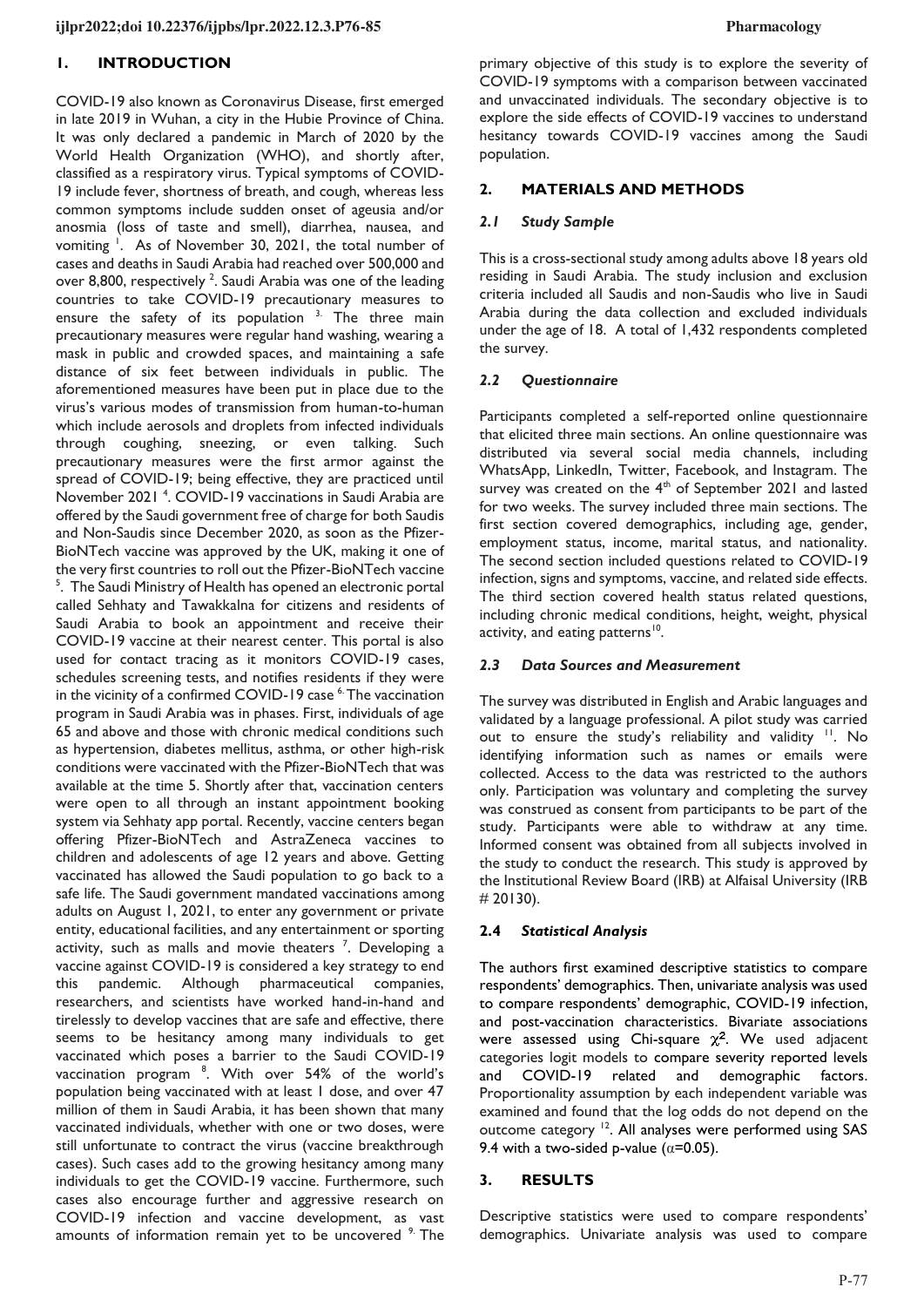## 1. INTRODUCTION

COVID-19 also known as Coronavirus Disease, first emerged in late 2019 in Wuhan, a city in the Hubie Province of China. It was only declared a pandemic in March of 2020 by the World Health Organization (WHO), and shortly after, classified as a respiratory virus. Typical symptoms of COVID-19 include fever, shortness of breath, and cough, whereas less common symptoms include sudden onset of ageusia and/or anosmia (loss of taste and smell), diarrhea, nausea, and vomiting [1]. As of November 30, 2021, the total number of cases and deaths in Saudi Arabia had reached over 500,000 and over 8,800, respectively [2]. Saudi Arabia was one of the leading countries to take COVID-19 precautionary measures to ensure the safety of its population [3]. The three main precautionary measures were regular hand washing, wearing a mask in public and crowded spaces, and maintaining a safe distance of six feet between individuals in public. The aforementioned measures have been put in place due to the virus's various modes of transmission from human-to-human which include aerosols and droplets from infected individuals through coughing, sneezing, or even talking. Such precautionary measures were the first armor against the spread of COVID-19; being effective, they are practiced until November 2021 [4]. COVID-19 vaccinations in Saudi Arabia are offered by the Saudi government free of charge for both Saudis and Non-Saudis since December 2020, as soon as the Pfizer-BioNTech vaccine was approved by the UK, making it one of the very first countries to roll out the Pfizer-BioNTech vaccine [5]. The Saudi Ministry of Health has opened an electronic portal called Sehhaty and Tawakkalna for citizens and residents of Saudi Arabia to book an appointment and receive their COVID-19 vaccine at their nearest center. This portal is also used for contact tracing as it monitors COVID-19 cases, schedules screening tests, and notifies residents if they were in the vicinity of a confirmed COVID-19 case [6]. The vaccination program in Saudi Arabia was in phases. First, individuals of age 65 and above and those with chronic medical conditions such as hypertension, diabetes mellitus, asthma, or other high-risk conditions were vaccinated with the Pfizer-BioNTech that was available at the time 5. Shortly after that, vaccination centers were open to all through an instant appointment booking system via Sehhaty app portal. Recently, vaccine centers began offering Pfizer-BioNTech and AstraZeneca vaccines to children and adolescents of age 12 years and above. Getting vaccinated has allowed the Saudi population to go back to a safe life. The Saudi government mandated vaccinations among adults on August 1, 2021, to enter any government or private entity, educational facilities, and any entertainment or sporting activity, such as malls and movie theaters [7]. Developing a vaccine against COVID-19 is considered a key strategy to end this pandemic. Although pharmaceutical companies, researchers, and scientists have worked hand-in-hand and tirelessly to develop vaccines that are safe and effective, there seems to be hesitancy among many individuals to get vaccinated which poses a barrier to the Saudi COVID-19 vaccination program [8]. With over 54% of the world's population being vaccinated with at least 1 dose, and over 47 million of them in Saudi Arabia, it has been shown that many vaccinated individuals, whether with one or two doses, were still unfortunate to contract the virus (vaccine breakthrough cases). Such cases add to the growing hesitancy among many individuals to get the COVID-19 vaccine. Furthermore, such cases also encourage further and aggressive research on COVID-19 infection and vaccine development, as vast amounts of information remain yet to be uncovered [9]. The primary objective of this study is to explore the severity of COVID-19 symptoms with a comparison between vaccinated and unvaccinated individuals. The secondary objective is to explore the side effects of COVID-19 vaccines to understand hesitancy towards COVID-19 vaccines among the Saudi population.

## 2. MATERIALS AND METHODS

### *2.1 Study Sample*

This is a cross-sectional study among adults above 18 years old residing in Saudi Arabia. The study inclusion and exclusion criteria included all Saudis and non-Saudis who live in Saudi Arabia during the data collection and excluded individuals under the age of 18. A total of 1,432 respondents completed the survey.

### *2.2 Questionnaire*

Participants completed a self-reported online questionnaire that elicited three main sections. An online questionnaire was distributed via several social media channels, including WhatsApp, LinkedIn, Twitter, Facebook, and Instagram. The survey was created on the 4th of September 2021 and lasted for two weeks. The survey included three main sections. The first section covered demographics, including age, gender, employment status, income, marital status, and nationality. The second section included questions related to COVID-19 infection, signs and symptoms, vaccine, and related side effects. The third section covered health status related questions, including chronic medical conditions, height, weight, physical activity, and eating patterns[10].

### *2.3 Data Sources and Measurement*

The survey was distributed in English and Arabic languages and validated by a language professional. A pilot study was carried out to ensure the study's reliability and validity [11]. No identifying information such as names or emails were collected. Access to the data was restricted to the authors only. Participation was voluntary and completing the survey was construed as consent from participants to be part of the study. Participants were able to withdraw at any time. Informed consent was obtained from all subjects involved in the study to conduct the research. This study is approved by the Institutional Review Board (IRB) at Alfaisal University (IRB # 20130).

### 2.4 *Statistical Analysis*

The authors first examined descriptive statistics to compare respondents' demographics. Then, univariate analysis was used to compare respondents' demographic, COVID-19 infection, and post-vaccination characteristics. Bivariate associations were assessed using Chi-square $\chi^2$. We used adjacent categories logit models to compare severity reported levels and COVID-19 related and demographic factors. Proportionality assumption by each independent variable was examined and found that the log odds do not depend on the outcome category [12]. All analyses were performed using SAS 9.4 with a two-sided p-value ($\alpha$=0.05).

## 3. RESULTS

Descriptive statistics were used to compare respondents' demographics. Univariate analysis was used to compare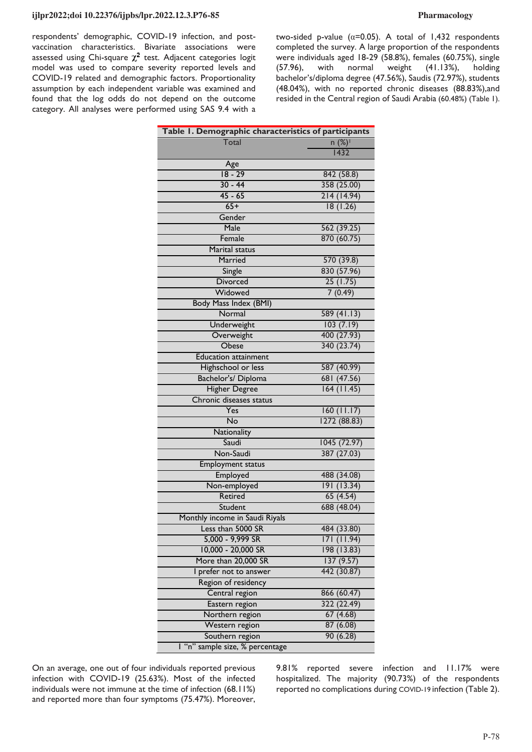respondents' demographic, COVID-19 infection, and post-vaccination characteristics. Bivariate associations were assessed using Chi-square $\chi^2$ test. Adjacent categories logit model was used to compare severity reported levels and COVID-19 related and demographic factors. Proportionality assumption by each independent variable was examined and found that the log odds do not depend on the outcome category. All analyses were performed using SAS 9.4 with a two-sided p-value ($\alpha$=0.05). A total of 1,432 respondents completed the survey. A large proportion of the respondents were individuals aged 18-29 (58.8%), females (60.75%), single (57.96), with normal weight (41.13%), holding bachelor's/diploma degree (47.56%), Saudis (72.97%), students (48.04%), with no reported chronic diseases (88.83%),and resided in the Central region of Saudi Arabia (60.48%) (Table 1).

**Table 1. Demographic characteristics of participants**

| Total | n (%)[1] |
|---|---|
| | 1432 |
| Age | |
| 18 - 29 | 842 (58.8) |
| 30 - 44 | 358 (25.00) |
| 45 - 65 | 214 (14.94) |
| 65+ | 18 (1.26) |
| Gender | |
| Male | 562 (39.25) |
| Female | 870 (60.75) |
| Marital status | |
| Married | 570 (39.8) |
| Single | 830 (57.96) |
| Divorced | 25 (1.75) |
| Widowed | 7 (0.49) |
| Body Mass Index (BMI) | |
| Normal | 589 (41.13) |
| Underweight | 103 (7.19) |
| Overweight | 400 (27.93) |
| Obese | 340 (23.74) |
| Education attainment | |
| Highschool or less | 587 (40.99) |
| Bachelor's/ Diploma | 681 (47.56) |
| Higher Degree | 164 (11.45) |
| Chronic diseases status | |
| Yes | 160 (11.17) |
| No | 1272 (88.83) |
| Nationality | |
| Saudi | 1045 (72.97) |
| Non-Saudi | 387 (27.03) |
| Employment status | |
| Employed | 488 (34.08) |
| Non-employed | 191 (13.34) |
| Retired | 65 (4.54) |
| Student | 688 (48.04) |
| Monthly income in Saudi Riyals | |
| Less than 5000 SR | 484 (33.80) |
| 5,000 - 9,999 SR | 171 (11.94) |
| 10,000 - 20,000 SR | 198 (13.83) |
| More than 20,000 SR | 137 (9.57) |
| I prefer not to answer | 442 (30.87) |
| Region of residency | |
| Central region | 866 (60.47) |
| Eastern region | 322 (22.49) |
| Northern region | 67 (4.68) |
| Western region | 87 (6.08) |
| Southern region | 90 (6.28) |

1 "n" sample size, % percentage

On an average, one out of four individuals reported previous infection with COVID-19 (25.63%). Most of the infected individuals were not immune at the time of infection (68.11%) and reported more than four symptoms (75.47%). Moreover, 9.81% reported severe infection and 11.17% were hospitalized. The majority (90.73%) of the respondents reported no complications during COVID-19 infection (Table 2).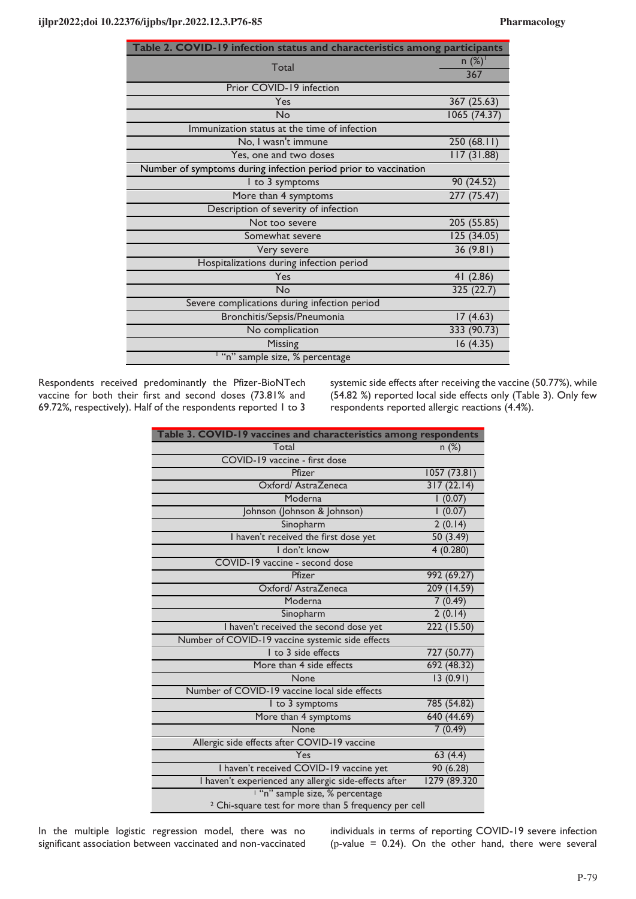**Table 2. COVID-19 infection status and characteristics among participants**

| Total | n (%)[1] 367 |
|---|---|
| Prior COVID-19 infection | |
| Yes | 367 (25.63) |
| No | 1065 (74.37) |
| Immunization status at the time of infection | |
| No, I wasn't immune | 250 (68.11) |
| Yes, one and two doses | 117 (31.88) |
| Number of symptoms during infection period prior to vaccination | |
| 1 to 3 symptoms | 90 (24.52) |
| More than 4 symptoms | 277 (75.47) |
| Description of severity of infection | |
| Not too severe | 205 (55.85) |
| Somewhat severe | 125 (34.05) |
| Very severe | 36 (9.81) |
| Hospitalizations during infection period | |
| Yes | 41 (2.86) |
| No | 325 (22.7) |
| Severe complications during infection period | |
| Bronchitis/Sepsis/Pneumonia | 17 (4.63) |
| No complication | 333 (90.73) |
| Missing | 16 (4.35) |

[1] "n" sample size, % percentage

Respondents received predominantly the Pfizer-BioNTech vaccine for both their first and second doses (73.81% and 69.72%, respectively). Half of the respondents reported 1 to 3 systemic side effects after receiving the vaccine (50.77%), while (54.82 %) reported local side effects only (Table 3). Only few respondents reported allergic reactions (4.4%).

**Table 3. COVID-19 vaccines and characteristics among respondents**

| Total | n (%) |
|---|---|
| COVID-19 vaccine - first dose | |
| Pfizer | 1057 (73.81) |
| Oxford/ AstraZeneca | 317 (22.14) |
| Moderna | 1 (0.07) |
| Johnson (Johnson & Johnson) | 1 (0.07) |
| Sinopharm | 2 (0.14) |
| I haven't received the first dose yet | 50 (3.49) |
| I don't know | 4 (0.280) |
| COVID-19 vaccine - second dose | |
| Pfizer | 992 (69.27) |
| Oxford/ AstraZeneca | 209 (14.59) |
| Moderna | 7 (0.49) |
| Sinopharm | 2 (0.14) |
| I haven't received the second dose yet | 222 (15.50) |
| Number of COVID-19 vaccine systemic side effects | |
| 1 to 3 side effects | 727 (50.77) |
| More than 4 side effects | 692 (48.32) |
| None | 13 (0.91) |
| Number of COVID-19 vaccine local side effects | |
| 1 to 3 symptoms | 785 (54.82) |
| More than 4 symptoms | 640 (44.69) |
| None | 7 (0.49) |
| Allergic side effects after COVID-19 vaccine | |
| Yes | 63 (4.4) |
| I haven't received COVID-19 vaccine yet | 90 (6.28) |
| I haven't experienced any allergic side-effects after | 1279 (89.320 |

[1] "n" sample size, % percentage
[2] Chi-square test for more than 5 frequency per cell

In the multiple logistic regression model, there was no significant association between vaccinated and non-vaccinated individuals in terms of reporting COVID-19 severe infection (p-value = 0.24). On the other hand, there were several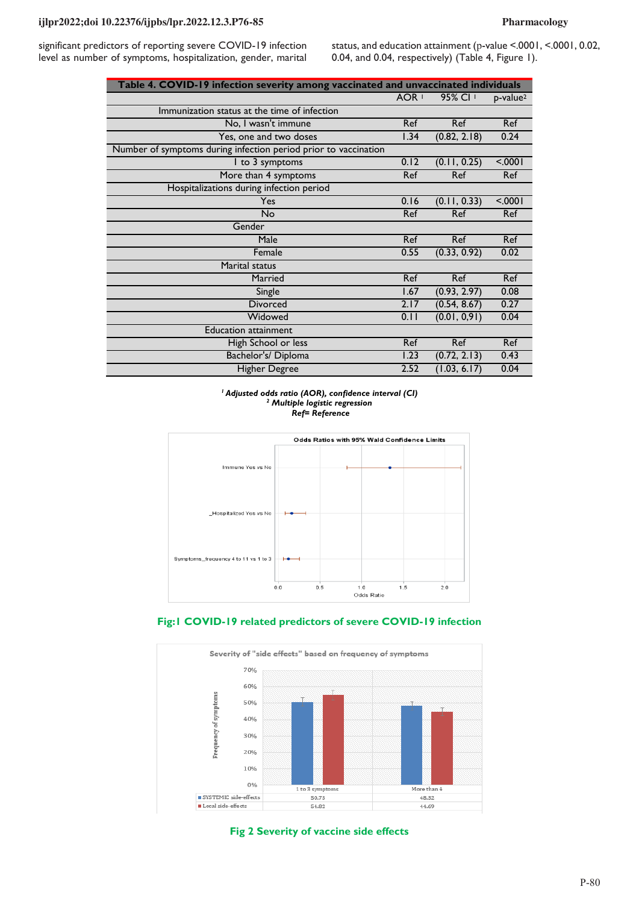significant predictors of reporting severe COVID-19 infection level as number of symptoms, hospitalization, gender, marital status, and education attainment (p-value <.0001, <.0001, 0.02, 0.04, and 0.04, respectively) (Table 4, Figure 1).

**Table 4. COVID-19 infection severity among vaccinated and unvaccinated individuals**

| | AOR [1] | 95% CI [1] | p-value[2] |
|---|---|---|---|
| Immunization status at the time of infection | | | |
| No, I wasn't immune | Ref | Ref | Ref |
| Yes, one and two doses | 1.34 | (0.82, 2.18) | 0.24 |
| Number of symptoms during infection period prior to vaccination | | | |
| 1 to 3 symptoms | 0.12 | (0.11, 0.25) | <.0001 |
| More than 4 symptoms | Ref | Ref | Ref |
| Hospitalizations during infection period | | | |
| Yes | 0.16 | (0.11, 0.33) | <.0001 |
| No | Ref | Ref | Ref |
| Gender | | | |
| Male | Ref | Ref | Ref |
| Female | 0.55 | (0.33, 0.92) | 0.02 |
| Marital status | | | |
| Married | Ref | Ref | Ref |
| Single | 1.67 | (0.93, 2.97) | 0.08 |
| Divorced | 2.17 | (0.54, 8.67) | 0.27 |
| Widowed | 0.11 | (0.01, 0,91) | 0.04 |
| Education attainment | | | |
| High School or less | Ref | Ref | Ref |
| Bachelor's/ Diploma | 1.23 | (0.72, 2.13) | 0.43 |
| Higher Degree | 2.52 | (1.03, 6.17) | 0.04 |

*[1] Adjusted odds ratio (AOR), confidence interval (CI)*
*[2] Multiple logistic regression*
*Ref= Reference*

Odds Ratios with 95% Wald Confidence Limits

Immune Yes vs No

_Hospitalized Yes vs No

Symptoms_frequency 4 to 11 vs 1 to 3

0.0 0.5 1.0 1.5 2.0

Odds Ratio

**Fig:1 COVID-19 related predictors of severe COVID-19 infection**

Severity of "side effects" based on frequency of symptoms

Frequency of symptoms

70% 60% 50% 40% 30% 20% 10% 0%

1 to 3 symptoms

More than 4

SYSTEMIC side-effects 50.73 48.32

Local side-effects 54.82 44.69

**Fig 2 Severity of vaccine side effects**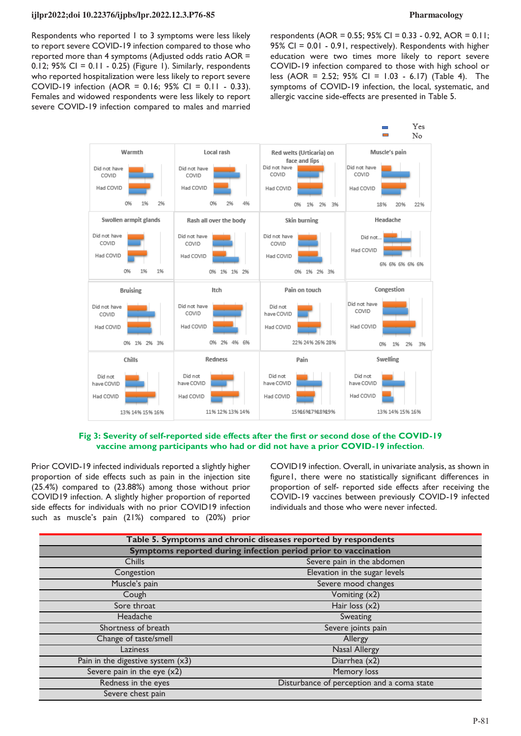Respondents who reported 1 to 3 symptoms were less likely to report severe COVID-19 infection compared to those who reported more than 4 symptoms (Adjusted odds ratio AOR = 0.12; 95% CI = 0.11 - 0.25) (Figure 1). Similarly, respondents who reported hospitalization were less likely to report severe COVID-19 infection (AOR = 0.16; 95% CI = 0.11 - 0.33). Females and widowed respondents were less likely to report severe COVID-19 infection compared to males and married respondents (AOR = 0.55; 95% CI = 0.33 - 0.92, AOR = 0.11; 95% CI = 0.01 - 0.91, respectively). Respondents with higher education were two times more likely to report severe COVID-19 infection compared to those with high school or less (AOR = 2.52; 95% CI = 1.03 - 6.17) (Table 4). The symptoms of COVID-19 infection, the local, systematic, and allergic vaccine side-effects are presented in Table 5.

Yes
No

Warmth
Did not have COVID
Had COVID
0% 1% 2%

Local rash
Did not have COVID
Had COVID
0% 2% 4%

Red welts (Urticaria) on face and lips
Did not have COVID
Had COVID
0% 1% 2% 3%

Muscle's pain
Did not have COVID
Had COVID
18% 20% 22%

Swollen armpit glands
Did not have COVID
Had COVID
0% 1% 1%

Rash all over the body
Did not have COVID
Had COVID
0% 1% 1% 2%

Skin burning
Did not have COVID
Had COVID
0% 1% 2% 3%

Headache
Did not...
Had COVID
6% 6% 6% 6% 6%

Bruising
Did not have COVID
Had COVID
0% 1% 2% 3%

Itch
Did not have COVID
Had COVID
0% 2% 4% 6%

Pain on touch
Did not have COVID
Had COVID
22% 24% 26% 28%

Congestion
Did not have COVID
Had COVID
0% 1% 2% 3%

Chills
Did not have COVID
Had COVID
13% 14% 15% 16%

Redness
Did not have COVID
Had COVID
11% 12% 13% 14%

Pain
Did not have COVID
Had COVID
15% 16% 17% 18% 19%

Swelling
Did not have COVID
Had COVID
13% 14% 15% 16%

**Fig 3: Severity of self-reported side effects after the first or second dose of the COVID-19 vaccine among participants who had or did not have a prior COVID-19 infection.**

Prior COVID-19 infected individuals reported a slightly higher proportion of side effects such as pain in the injection site (25.4%) compared to (23.88%) among those without prior COVID19 infection. A slightly higher proportion of reported side effects for individuals with no prior COVID19 infection such as muscle's pain (21%) compared to (20%) prior COVID19 infection. Overall, in univariate analysis, as shown in figure1, there were no statistically significant differences in proportion of self- reported side effects after receiving the COVID-19 vaccines between previously COVID-19 infected individuals and those who were never infected.

**Table 5. Symptoms and chronic diseases reported by respondents**

| Symptoms reported during infection period prior to vaccination | |
|---|---|
| Chills | Severe pain in the abdomen |
| Congestion | Elevation in the sugar levels |
| Muscle's pain | Severe mood changes |
| Cough | Vomiting (x2) |
| Sore throat | Hair loss (x2) |
| Headache | Sweating |
| Shortness of breath | Severe joints pain |
| Change of taste/smell | Allergy |
| Laziness | Nasal Allergy |
| Pain in the digestive system (x3) | Diarrhea (x2) |
| Severe pain in the eye (x2) | Memory loss |
| Redness in the eyes | Disturbance of perception and a coma state |
| Severe chest pain | |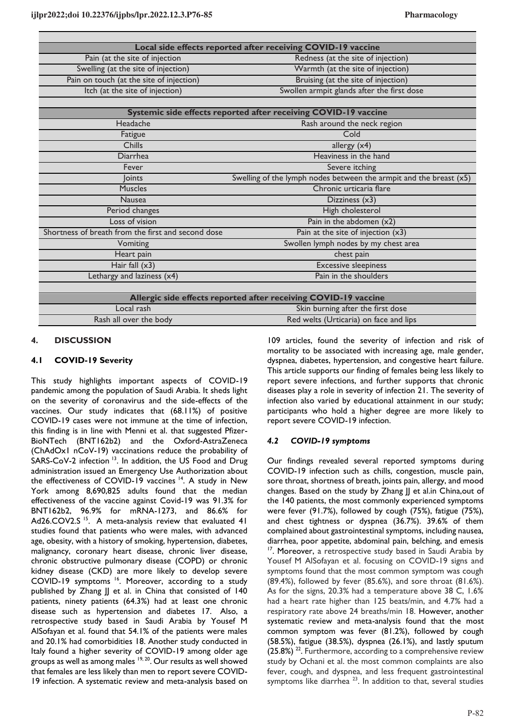| | |
|---|---|
| **Local side effects reported after receiving COVID-19 vaccine** | |
| Pain (at the site of injection | Redness (at the site of injection) |
| Swelling (at the site of injection) | Warmth (at the site of injection) |
| Pain on touch (at the site of injection) | Bruising (at the site of injection) |
| Itch (at the site of injection) | Swollen armpit glands after the first dose |
| **Systemic side effects reported after receiving COVID-19 vaccine** | |
| Headache | Rash around the neck region |
| Fatigue | Cold |
| Chills | allergy (x4) |
| Diarrhea | Heaviness in the hand |
| Fever | Severe itching |
| Joints | Swelling of the lymph nodes between the armpit and the breast (x5) |
| Muscles | Chronic urticaria flare |
| Nausea | Dizziness (x3) |
| Period changes | High cholesterol |
| Loss of vision | Pain in the abdomen (x2) |
| Shortness of breath from the first and second dose | Pain at the site of injection (x3) |
| Vomiting | Swollen lymph nodes by my chest area |
| Heart pain | chest pain |
| Hair fall (x3) | Excessive sleepiness |
| Lethargy and laziness (x4) | Pain in the shoulders |
| **Allergic side effects reported after receiving COVID-19 vaccine** | |
| Local rash | Skin burning after the first dose |
| Rash all over the body | Red welts (Urticaria) on face and lips |

## 4. DISCUSSION

### 4.1 COVID-19 Severity

This study highlights important aspects of COVID-19 pandemic among the population of Saudi Arabia. It sheds light on the severity of coronavirus and the side-effects of the vaccines. Our study indicates that (68.11%) of positive COVID-19 cases were not immune at the time of infection, this finding is in line with Menni et al. that suggested Pfizer-BioNTech (BNT162b2) and the Oxford-AstraZeneca (ChAdOx1 nCoV-19) vaccinations reduce the probability of SARS-CoV-2 infection [13]. In addition, the US Food and Drug administration issued an Emergency Use Authorization about the effectiveness of COVID-19 vaccines [14]. A study in New York among 8,690,825 adults found that the median effectiveness of the vaccine against Covid-19 was 91.3% for BNT162b2, 96.9% for mRNA-1273, and 86.6% for Ad26.COV2.S [15]. A meta-analysis review that evaluated 41 studies found that patients who were males, with advanced age, obesity, with a history of smoking, hypertension, diabetes, malignancy, coronary heart disease, chronic liver disease, chronic obstructive pulmonary disease (COPD) or chronic kidney disease (CKD) are more likely to develop severe COVID-19 symptoms [16]. Moreover, according to a study published by Zhang JJ et al. in China that consisted of 140 patients, ninety patients (64.3%) had at least one chronic disease such as hypertension and diabetes 17. Also, a retrospective study based in Saudi Arabia by Yousef M AlSofayan et al. found that 54.1% of the patients were males and 20.1% had comorbidities 18. Another study conducted in Italy found a higher severity of COVID-19 among older age groups as well as among males [19, 20]. Our results as well showed that females are less likely than men to report severe COVID-19 infection. A systematic review and meta-analysis based on 109 articles, found the severity of infection and risk of mortality to be associated with increasing age, male gender, dyspnea, diabetes, hypertension, and congestive heart failure. This article supports our finding of females being less likely to report severe infections, and further supports that chronic diseases play a role in severity of infection 21. The severity of infection also varied by educational attainment in our study; participants who hold a higher degree are more likely to report severe COVID-19 infection.

### *4.2 COVID-19 symptoms*

Our findings revealed several reported symptoms during COVID-19 infection such as chills, congestion, muscle pain, sore throat, shortness of breath, joints pain, allergy, and mood changes. Based on the study by Zhang JJ et al.in China,out of the 140 patients, the most commonly experienced symptoms were fever (91.7%), followed by cough (75%), fatigue (75%), and chest tightness or dyspnea (36.7%). 39.6% of them complained about gastrointestinal symptoms, including nausea, diarrhea, poor appetite, abdominal pain, belching, and emesis [17]. Moreover, a retrospective study based in Saudi Arabia by Yousef M AlSofayan et al. focusing on COVID-19 signs and symptoms found that the most common symptom was cough (89.4%), followed by fever (85.6%), and sore throat (81.6%). As for the signs, 20.3% had a temperature above 38 C, 1.6% had a heart rate higher than 125 beats/min, and 4.7% had a respiratory rate above 24 breaths/min 18. However, another systematic review and meta-analysis found that the most common symptom was fever (81.2%), followed by cough (58.5%), fatigue (38.5%), dyspnea (26.1%), and lastly sputum (25.8%) [22]. Furthermore, according to a comprehensive review study by Ochani et al. the most common complaints are also fever, cough, and dyspnea, and less frequent gastrointestinal symptoms like diarrhea [23]. In addition to that, several studies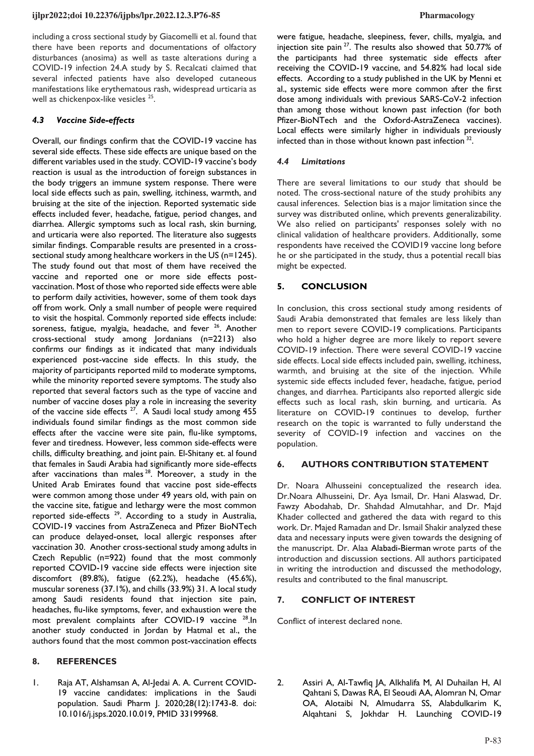including a cross sectional study by Giacomelli et al. found that there have been reports and documentations of olfactory disturbances (anosima) as well as taste alterations during a COVID-19 infection 24.A study by S. Recalcati claimed that several infected patients have also developed cutaneous manifestations like erythematous rash, widespread urticaria as well as chickenpox-like vesicles [25].

### *4.3 Vaccine Side-effects*

Overall, our findings confirm that the COVID-19 vaccine has several side effects. These side effects are unique based on the different variables used in the study. COVID-19 vaccine's body reaction is usual as the introduction of foreign substances in the body triggers an immune system response. There were local side effects such as pain, swelling, itchiness, warmth, and bruising at the site of the injection. Reported systematic side effects included fever, headache, fatigue, period changes, and diarrhea. Allergic symptoms such as local rash, skin burning, and urticaria were also reported. The literature also suggests similar findings. Comparable results are presented in a cross-sectional study among healthcare workers in the US (n=1245). The study found out that most of them have received the vaccine and reported one or more side effects post-vaccination. Most of those who reported side effects were able to perform daily activities, however, some of them took days off from work. Only a small number of people were required to visit the hospital. Commonly reported side effects include: soreness, fatigue, myalgia, headache, and fever [26]. Another cross-sectional study among Jordanians (n=2213) also confirms our findings as it indicated that many individuals experienced post-vaccine side effects. In this study, the majority of participants reported mild to moderate symptoms, while the minority reported severe symptoms. The study also reported that several factors such as the type of vaccine and number of vaccine doses play a role in increasing the severity of the vaccine side effects [27]. A Saudi local study among 455 individuals found similar findings as the most common side effects after the vaccine were site pain, flu-like symptoms, fever and tiredness. However, less common side-effects were chills, difficulty breathing, and joint pain. El-Shitany et. al found that females in Saudi Arabia had significantly more side-effects after vaccinations than males [28]. Moreover, a study in the United Arab Emirates found that vaccine post side-effects were common among those under 49 years old, with pain on the vaccine site, fatigue and lethargy were the most common reported side-effects [29]. According to a study in Australia, COVID-19 vaccines from AstraZeneca and Pfizer BioNTech can produce delayed-onset, local allergic responses after vaccination 30. Another cross-sectional study among adults in Czech Republic (n=922) found that the most commonly reported COVID-19 vaccine side effects were injection site discomfort (89.8%), fatigue (62.2%), headache (45.6%), muscular soreness (37.1%), and chills (33.9%) 31. A local study among Saudi residents found that injection site pain, headaches, flu-like symptoms, fever, and exhaustion were the most prevalent complaints after COVID-19 vaccine [28].In another study conducted in Jordan by Hatmal et al., the authors found that the most common post-vaccination effects were fatigue, headache, sleepiness, fever, chills, myalgia, and injection site pain [27]. The results also showed that 50.77% of the participants had three systematic side effects after receiving the COVID-19 vaccine, and 54.82% had local side effects. According to a study published in the UK by Menni et al., systemic side effects were more common after the first dose among individuals with previous SARS-CoV-2 infection than among those without known past infection (for both Pfizer-BioNTech and the Oxford-AstraZeneca vaccines). Local effects were similarly higher in individuals previously infected than in those without known past infection [32].

### *4.4 Limitations*

There are several limitations to our study that should be noted. The cross-sectional nature of the study prohibits any causal inferences. Selection bias is a major limitation since the survey was distributed online, which prevents generalizability. We also relied on participants' responses solely with no clinical validation of healthcare providers. Additionally, some respondents have received the COVID19 vaccine long before he or she participated in the study, thus a potential recall bias might be expected.

## 5. CONCLUSION

In conclusion, this cross sectional study among residents of Saudi Arabia demonstrated that females are less likely than men to report severe COVID-19 complications. Participants who hold a higher degree are more likely to report severe COVID-19 infection. There were several COVID-19 vaccine side effects. Local side effects included pain, swelling, itchiness, warmth, and bruising at the site of the injection. While systemic side effects included fever, headache, fatigue, period changes, and diarrhea. Participants also reported allergic side effects such as local rash, skin burning, and urticaria. As literature on COVID-19 continues to develop, further research on the topic is warranted to fully understand the severity of COVID-19 infection and vaccines on the population.

## 6. AUTHORS CONTRIBUTION STATEMENT

Dr. Noara Alhusseini conceptualized the research idea. Dr.Noara Alhusseini, Dr. Aya Ismail, Dr. Hani Alaswad, Dr. Fawzy Abodahab, Dr. Shahdad Almutahhar, and Dr. Majd Khader collected and gathered the data with regard to this work. Dr. Majed Ramadan and Dr. Ismail Shakir analyzed these data and necessary inputs were given towards the designing of the manuscript. Dr. Alaa Alabadi-Bierman wrote parts of the introduction and discussion sections. All authors participated in writing the introduction and discussed the methodology, results and contributed to the final manuscript.

## 7. CONFLICT OF INTEREST

Conflict of interest declared none.

## 8. REFERENCES

1. Raja AT, Alshamsan A, Al-Jedai A. A. Current COVID-19 vaccine candidates: implications in the Saudi population. Saudi Pharm J. 2020;28(12):1743-8. doi: 10.1016/j.jsps.2020.10.019, PMID 33199968.
2. Assiri A, Al-Tawfiq JA, Alkhalifa M, Al Duhailan H, Al Qahtani S, Dawas RA, El Seoudi AA, Alomran N, Omar OA, Alotaibi N, Almudarra SS, Alabdulkarim K, Alqahtani S, Jokhdar H. Launching COVID-19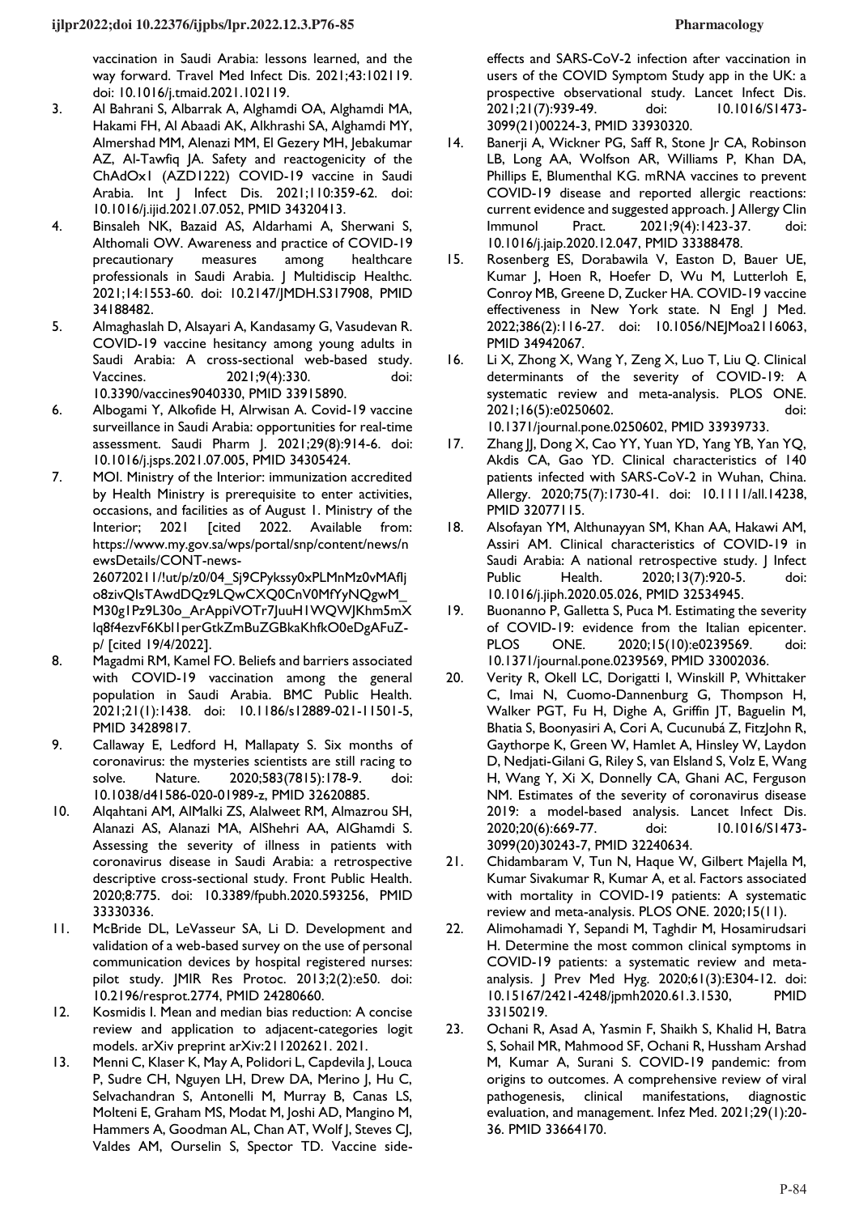vaccination in Saudi Arabia: lessons learned, and the way forward. Travel Med Infect Dis. 2021;43:102119. doi: 10.1016/j.tmaid.2021.102119.

3. Al Bahrani S, Albarrak A, Alghamdi OA, Alghamdi MA, Hakami FH, Al Abaadi AK, Alkhrashi SA, Alghamdi MY, Almershad MM, Alenazi MM, El Gezery MH, Jebakumar AZ, Al-Tawfiq JA. Safety and reactogenicity of the ChAdOx1 (AZD1222) COVID-19 vaccine in Saudi Arabia. Int J Infect Dis. 2021;110:359-62. doi: 10.1016/j.ijid.2021.07.052, PMID 34320413.
4. Binsaleh NK, Bazaid AS, Aldarhami A, Sherwani S, Althomali OW. Awareness and practice of COVID-19 precautionary measures among healthcare professionals in Saudi Arabia. J Multidiscip Healthc. 2021;14:1553-60. doi: 10.2147/JMDH.S317908, PMID 34188482.
5. Almaghaslah D, Alsayari A, Kandasamy G, Vasudevan R. COVID-19 vaccine hesitancy among young adults in Saudi Arabia: A cross-sectional web-based study. Vaccines. 2021;9(4):330. doi: 10.3390/vaccines9040330, PMID 33915890.
6. Albogami Y, Alkofide H, Alrwisan A. Covid-19 vaccine surveillance in Saudi Arabia: opportunities for real-time assessment. Saudi Pharm J. 2021;29(8):914-6. doi: 10.1016/j.jsps.2021.07.005, PMID 34305424.
7. MOI. Ministry of the Interior: immunization accredited by Health Ministry is prerequisite to enter activities, occasions, and facilities as of August 1. Ministry of the Interior; 2021 [cited 2022. Available from: https://www.my.gov.sa/wps/portal/snp/content/news/newsDetails/CONT-news-260720211/!ut/p/z0/04_Sj9CPykssy0xPLMnMz0vMAflj o8zivQIsTAwdDQz9LQwCXQ0CnV0MfYyNQgwM_M30g1Pz9L30o_ArAppiVOTr7JuuH1WQWJKhm5mX Iq8f4ezvF6Kbl1perGtkZmBuZGBkaKhfkO0eDgAFuZ-p/ [cited 19/4/2022].
8. Magadmi RM, Kamel FO. Beliefs and barriers associated with COVID-19 vaccination among the general population in Saudi Arabia. BMC Public Health. 2021;21(1):1438. doi: 10.1186/s12889-021-11501-5, PMID 34289817.
9. Callaway E, Ledford H, Mallapaty S. Six months of coronavirus: the mysteries scientists are still racing to solve. Nature. 2020;583(7815):178-9. doi: 10.1038/d41586-020-01989-z, PMID 32620885.
10. Alqahtani AM, AlMalki ZS, Alalweet RM, Almazrou SH, Alanazi AS, Alanazi MA, AlShehri AA, AlGhamdi S. Assessing the severity of illness in patients with coronavirus disease in Saudi Arabia: a retrospective descriptive cross-sectional study. Front Public Health. 2020;8:775. doi: 10.3389/fpubh.2020.593256, PMID 33330336.
11. McBride DL, LeVasseur SA, Li D. Development and validation of a web-based survey on the use of personal communication devices by hospital registered nurses: pilot study. JMIR Res Protoc. 2013;2(2):e50. doi: 10.2196/resprot.2774, PMID 24280660.
12. Kosmidis I. Mean and median bias reduction: A concise review and application to adjacent-categories logit models. arXiv preprint arXiv:211202621. 2021.
13. Menni C, Klaser K, May A, Polidori L, Capdevila J, Louca P, Sudre CH, Nguyen LH, Drew DA, Merino J, Hu C, Selvachandran S, Antonelli M, Murray B, Canas LS, Molteni E, Graham MS, Modat M, Joshi AD, Mangino M, Hammers A, Goodman AL, Chan AT, Wolf J, Steves CJ, Valdes AM, Ourselin S, Spector TD. Vaccine side-effects and SARS-CoV-2 infection after vaccination in users of the COVID Symptom Study app in the UK: a prospective observational study. Lancet Infect Dis. 2021;21(7):939-49. doi: 10.1016/S1473-3099(21)00224-3, PMID 33930320.
14. Banerji A, Wickner PG, Saff R, Stone Jr CA, Robinson LB, Long AA, Wolfson AR, Williams P, Khan DA, Phillips E, Blumenthal KG. mRNA vaccines to prevent COVID-19 disease and reported allergic reactions: current evidence and suggested approach. J Allergy Clin Immunol Pract. 2021;9(4):1423-37. doi: 10.1016/j.jaip.2020.12.047, PMID 33388478.
15. Rosenberg ES, Dorabawila V, Easton D, Bauer UE, Kumar J, Hoen R, Hoefer D, Wu M, Lutterloh E, Conroy MB, Greene D, Zucker HA. COVID-19 vaccine effectiveness in New York state. N Engl J Med. 2022;386(2):116-27. doi: 10.1056/NEJMoa2116063, PMID 34942067.
16. Li X, Zhong X, Wang Y, Zeng X, Luo T, Liu Q. Clinical determinants of the severity of COVID-19: A systematic review and meta-analysis. PLOS ONE. 2021;16(5):e0250602. doi: 10.1371/journal.pone.0250602, PMID 33939733.
17. Zhang JJ, Dong X, Cao YY, Yuan YD, Yang YB, Yan YQ, Akdis CA, Gao YD. Clinical characteristics of 140 patients infected with SARS-CoV-2 in Wuhan, China. Allergy. 2020;75(7):1730-41. doi: 10.1111/all.14238, PMID 32077115.
18. Alsofayan YM, Althunayyan SM, Khan AA, Hakawi AM, Assiri AM. Clinical characteristics of COVID-19 in Saudi Arabia: A national retrospective study. J Infect Public Health. 2020;13(7):920-5. doi: 10.1016/j.jiph.2020.05.026, PMID 32534945.
19. Buonanno P, Galletta S, Puca M. Estimating the severity of COVID-19: evidence from the Italian epicenter. PLOS ONE. 2020;15(10):e0239569. doi: 10.1371/journal.pone.0239569, PMID 33002036.
20. Verity R, Okell LC, Dorigatti I, Winskill P, Whittaker C, Imai N, Cuomo-Dannenburg G, Thompson H, Walker PGT, Fu H, Dighe A, Griffin JT, Baguelin M, Bhatia S, Boonyasiri A, Cori A, Cucunubá Z, FitzJohn R, Gaythorpe K, Green W, Hamlet A, Hinsley W, Laydon D, Nedjati-Gilani G, Riley S, van Elsland S, Volz E, Wang H, Wang Y, Xi X, Donnelly CA, Ghani AC, Ferguson NM. Estimates of the severity of coronavirus disease 2019: a model-based analysis. Lancet Infect Dis. 2020;20(6):669-77. doi: 10.1016/S1473-3099(20)30243-7, PMID 32240634.
21. Chidambaram V, Tun N, Haque W, Gilbert Majella M, Kumar Sivakumar R, Kumar A, et al. Factors associated with mortality in COVID-19 patients: A systematic review and meta-analysis. PLOS ONE. 2020;15(11).
22. Alimohamadi Y, Sepandi M, Taghdir M, Hosamirudsari H. Determine the most common clinical symptoms in COVID-19 patients: a systematic review and meta-analysis. J Prev Med Hyg. 2020;61(3):E304-12. doi: 10.15167/2421-4248/jpmh2020.61.3.1530, PMID 33150219.
23. Ochani R, Asad A, Yasmin F, Shaikh S, Khalid H, Batra S, Sohail MR, Mahmood SF, Ochani R, Hussham Arshad M, Kumar A, Surani S. COVID-19 pandemic: from origins to outcomes. A comprehensive review of viral pathogenesis, clinical manifestations, diagnostic evaluation, and management. Infez Med. 2021;29(1):20-36. PMID 33664170.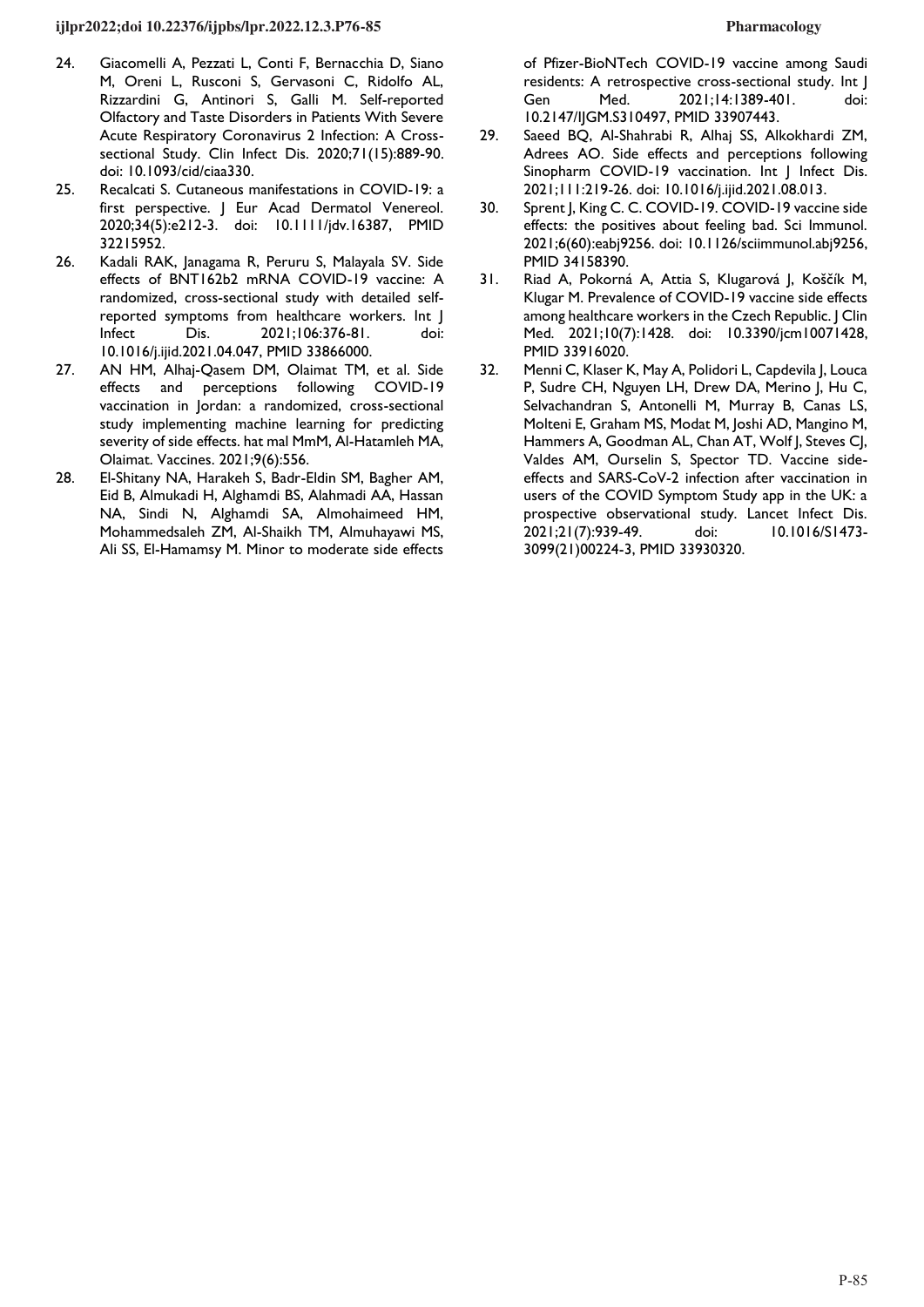24. Giacomelli A, Pezzati L, Conti F, Bernacchia D, Siano M, Oreni L, Rusconi S, Gervasoni C, Ridolfo AL, Rizzardini G, Antinori S, Galli M. Self-reported Olfactory and Taste Disorders in Patients With Severe Acute Respiratory Coronavirus 2 Infection: A Cross-sectional Study. Clin Infect Dis. 2020;71(15):889-90. doi: 10.1093/cid/ciaa330.
25. Recalcati S. Cutaneous manifestations in COVID-19: a first perspective. J Eur Acad Dermatol Venereol. 2020;34(5):e212-3. doi: 10.1111/jdv.16387, PMID 32215952.
26. Kadali RAK, Janagama R, Peruru S, Malayala SV. Side effects of BNT162b2 mRNA COVID-19 vaccine: A randomized, cross-sectional study with detailed self-reported symptoms from healthcare workers. Int J Infect Dis. 2021;106:376-81. doi: 10.1016/j.ijid.2021.04.047, PMID 33866000.
27. AN HM, Alhaj-Qasem DM, Olaimat TM, et al. Side effects and perceptions following COVID-19 vaccination in Jordan: a randomized, cross-sectional study implementing machine learning for predicting severity of side effects. hat mal MmM, Al-Hatamleh MA, Olaimat. Vaccines. 2021;9(6):556.
28. El-Shitany NA, Harakeh S, Badr-Eldin SM, Bagher AM, Eid B, Almukadi H, Alghamdi BS, Alahmadi AA, Hassan NA, Sindi N, Alghamdi SA, Almohaimeed HM, Mohammedsaleh ZM, Al-Shaikh TM, Almuhayawi MS, Ali SS, El-Hamamsy M. Minor to moderate side effects of Pfizer-BioNTech COVID-19 vaccine among Saudi residents: A retrospective cross-sectional study. Int J Gen Med. 2021;14:1389-401. doi: 10.2147/IJGM.S310497, PMID 33907443.
29. Saeed BQ, Al-Shahrabi R, Alhaj SS, Alkokhardi ZM, Adrees AO. Side effects and perceptions following Sinopharm COVID-19 vaccination. Int J Infect Dis. 2021;111:219-26. doi: 10.1016/j.ijid.2021.08.013.
30. Sprent J, King C. C. COVID-19. COVID-19 vaccine side effects: the positives about feeling bad. Sci Immunol. 2021;6(60):eabj9256. doi: 10.1126/sciimmunol.abj9256, PMID 34158390.
31. Riad A, Pokorná A, Attia S, Klugarová J, Koščík M, Klugar M. Prevalence of COVID-19 vaccine side effects among healthcare workers in the Czech Republic. J Clin Med. 2021;10(7):1428. doi: 10.3390/jcm10071428, PMID 33916020.
32. Menni C, Klaser K, May A, Polidori L, Capdevila J, Louca P, Sudre CH, Nguyen LH, Drew DA, Merino J, Hu C, Selvachandran S, Antonelli M, Murray B, Canas LS, Molteni E, Graham MS, Modat M, Joshi AD, Mangino M, Hammers A, Goodman AL, Chan AT, Wolf J, Steves CJ, Valdes AM, Ourselin S, Spector TD. Vaccine side-effects and SARS-CoV-2 infection after vaccination in users of the COVID Symptom Study app in the UK: a prospective observational study. Lancet Infect Dis. 2021;21(7):939-49. doi: 10.1016/S1473-3099(21)00224-3, PMID 33930320.